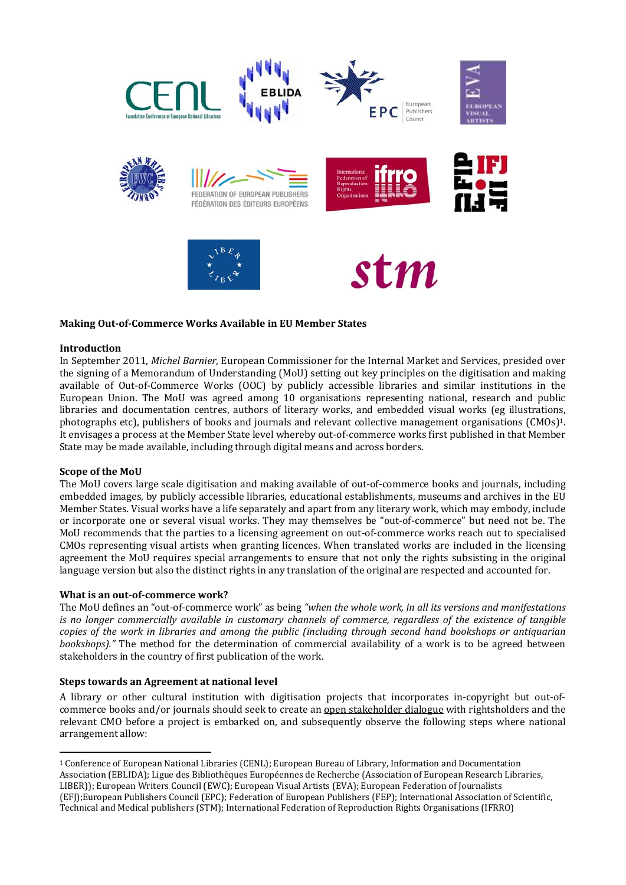**Making Out-of-Commerce Works Available in EU Member States**

**Introduction**

In September 2011, *Michel Barnier*, European Commissioner for the Internal Market and Services, presided over the signing of a Memorandum of Understanding (MoU) setting out key principles on the digitisation and making available of Out-of-Commerce Works (OOC) by publicly accessible libraries and similar institutions in the European Union. The MoU was agreed among 10 organisations representing national, research and public libraries and documentation centres, authors of literary works, and embedded visual works (eg illustrations, photographs etc), publishers of books and journals and relevant collective management organisations (CMOs)[1]. It envisages a process at the Member State level whereby out-of-commerce works first published in that Member State may be made available, including through digital means and across borders.

**Scope of the MoU**

The MoU covers large scale digitisation and making available of out-of-commerce books and journals, including embedded images, by publicly accessible libraries, educational establishments, museums and archives in the EU Member States. Visual works have a life separately and apart from any literary work, which may embody, include or incorporate one or several visual works. They may themselves be "out-of-commerce" but need not be. The MoU recommends that the parties to a licensing agreement on out-of-commerce works reach out to specialised CMOs representing visual artists when granting licences. When translated works are included in the licensing agreement the MoU requires special arrangements to ensure that not only the rights subsisting in the original language version but also the distinct rights in any translation of the original are respected and accounted for.

**What is an out-of-commerce work?**

The MoU defines an "out-of-commerce work" as being *"when the whole work, in all its versions and manifestations is no longer commercially available in customary channels of commerce, regardless of the existence of tangible copies of the work in libraries and among the public (including through second hand bookshops or antiquarian bookshops)."* The method for the determination of commercial availability of a work is to be agreed between stakeholders in the country of first publication of the work.

**Steps towards an Agreement at national level**

A library or other cultural institution with digitisation projects that incorporates in-copyright but out-of-commerce books and/or journals should seek to create an <u>open stakeholder dialogue</u> with rightsholders and the relevant CMO before a project is embarked on, and subsequently observe the following steps where national arrangement allow:

---

[1] Conference of European National Libraries (CENL); European Bureau of Library, Information and Documentation Association (EBLIDA); Ligue des Bibliothèques Européennes de Recherche (Association of European Research Libraries, LIBER)); European Writers Council (EWC); European Visual Artists (EVA); European Federation of Journalists (EFJ);European Publishers Council (EPC); Federation of European Publishers (FEP); International Association of Scientific, Technical and Medical publishers (STM); International Federation of Reproduction Rights Organisations (IFRRO)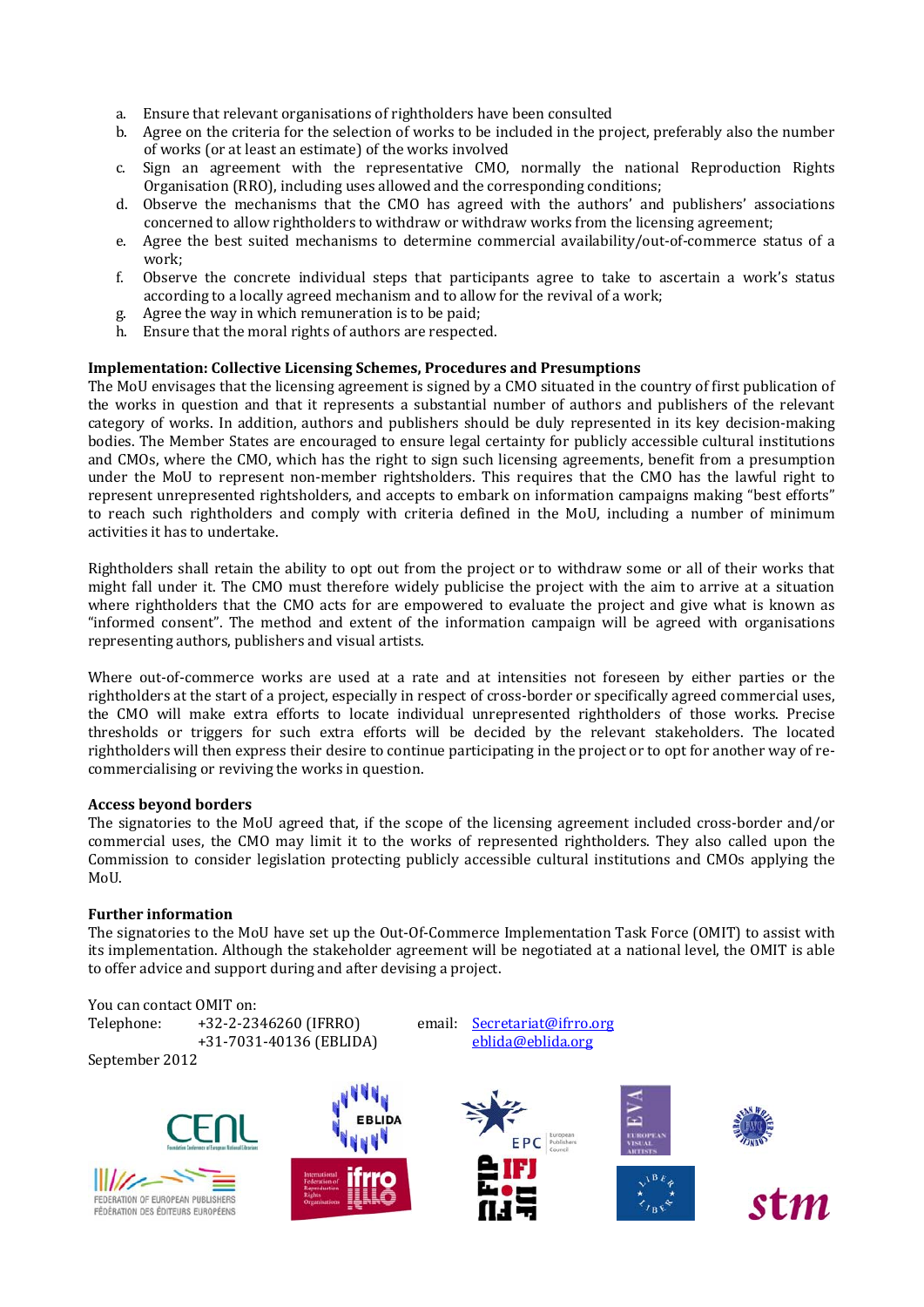a. Ensure that relevant organisations of rightholders have been consulted
b. Agree on the criteria for the selection of works to be included in the project, preferably also the number of works (or at least an estimate) of the works involved
c. Sign an agreement with the representative CMO, normally the national Reproduction Rights Organisation (RRO), including uses allowed and the corresponding conditions;
d. Observe the mechanisms that the CMO has agreed with the authors' and publishers' associations concerned to allow rightholders to withdraw or withdraw works from the licensing agreement;
e. Agree the best suited mechanisms to determine commercial availability/out-of-commerce status of a work;
f. Observe the concrete individual steps that participants agree to take to ascertain a work's status according to a locally agreed mechanism and to allow for the revival of a work;
g. Agree the way in which remuneration is to be paid;
h. Ensure that the moral rights of authors are respected.

**Implementation: Collective Licensing Schemes, Procedures and Presumptions**

The MoU envisages that the licensing agreement is signed by a CMO situated in the country of first publication of the works in question and that it represents a substantial number of authors and publishers of the relevant category of works. In addition, authors and publishers should be duly represented in its key decision-making bodies. The Member States are encouraged to ensure legal certainty for publicly accessible cultural institutions and CMOs, where the CMO, which has the right to sign such licensing agreements, benefit from a presumption under the MoU to represent non-member rightsholders. This requires that the CMO has the lawful right to represent unrepresented rightsholders, and accepts to embark on information campaigns making "best efforts" to reach such rightholders and comply with criteria defined in the MoU, including a number of minimum activities it has to undertake.

Rightholders shall retain the ability to opt out from the project or to withdraw some or all of their works that might fall under it. The CMO must therefore widely publicise the project with the aim to arrive at a situation where rightholders that the CMO acts for are empowered to evaluate the project and give what is known as "informed consent". The method and extent of the information campaign will be agreed with organisations representing authors, publishers and visual artists.

Where out-of-commerce works are used at a rate and at intensities not foreseen by either parties or the rightholders at the start of a project, especially in respect of cross-border or specifically agreed commercial uses, the CMO will make extra efforts to locate individual unrepresented rightholders of those works. Precise thresholds or triggers for such extra efforts will be decided by the relevant stakeholders. The located rightholders will then express their desire to continue participating in the project or to opt for another way of re-commercialising or reviving the works in question.

**Access beyond borders**

The signatories to the MoU agreed that, if the scope of the licensing agreement included cross-border and/or commercial uses, the CMO may limit it to the works of represented rightholders. They also called upon the Commission to consider legislation protecting publicly accessible cultural institutions and CMOs applying the MoU.

**Further information**

The signatories to the MoU have set up the Out-Of-Commerce Implementation Task Force (OMIT) to assist with its implementation. Although the stakeholder agreement will be negotiated at a national level, the OMIT is able to offer advice and support during and after devising a project.

You can contact OMIT on:

Telephone: +32-2-2346260 (IFRRO) email: Secretariat@ifrro.org
+31-7031-40136 (EBLIDA) eblida@eblida.org

September 2012